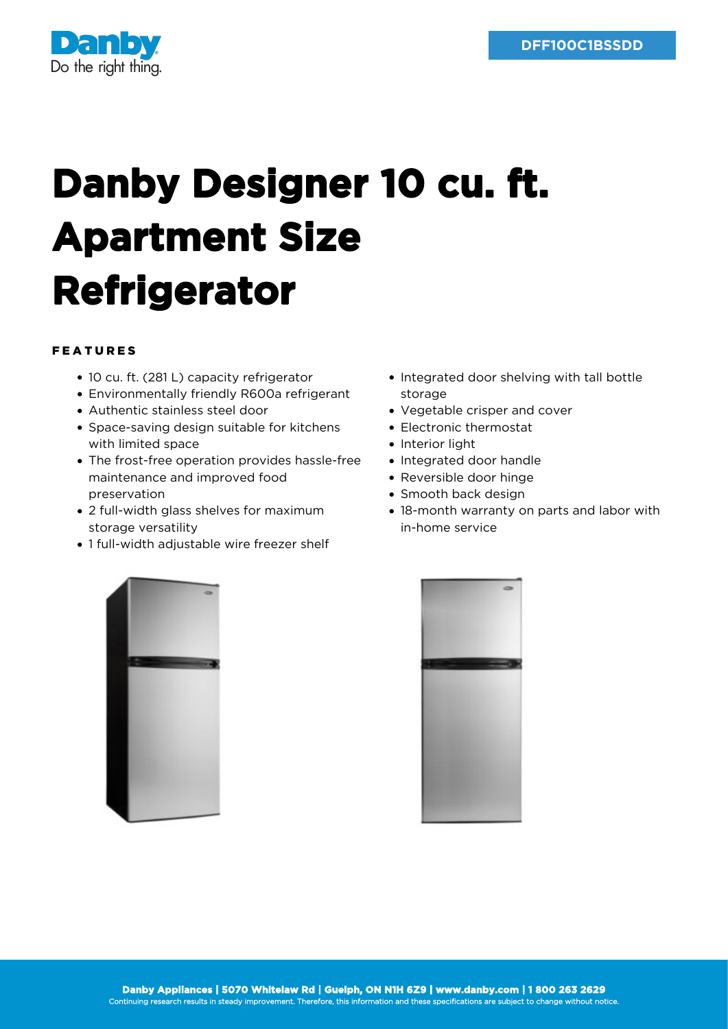Danby
Do the right thing.

DFF100C1BSSDD

# Danby Designer 10 cu. ft. Apartment Size Refrigerator

## FEATURES

- 10 cu. ft. (281 L) capacity refrigerator
- Environmentally friendly R600a refrigerant
- Authentic stainless steel door
- Space-saving design suitable for kitchens with limited space
- The frost-free operation provides hassle-free maintenance and improved food preservation
- 2 full-width glass shelves for maximum storage versatility
- 1 full-width adjustable wire freezer shelf
- Integrated door shelving with tall bottle storage
- Vegetable crisper and cover
- Electronic thermostat
- Interior light
- Integrated door handle
- Reversible door hinge
- Smooth back design
- 18-month warranty on parts and labor with in-home service

**Danby Appliances | 5070 Whitelaw Rd | Guelph, ON N1H 6Z9 | www.danby.com | 1 800 263 2629**
Continuing research results in steady improvement. Therefore, this information and these specifications are subject to change without notice.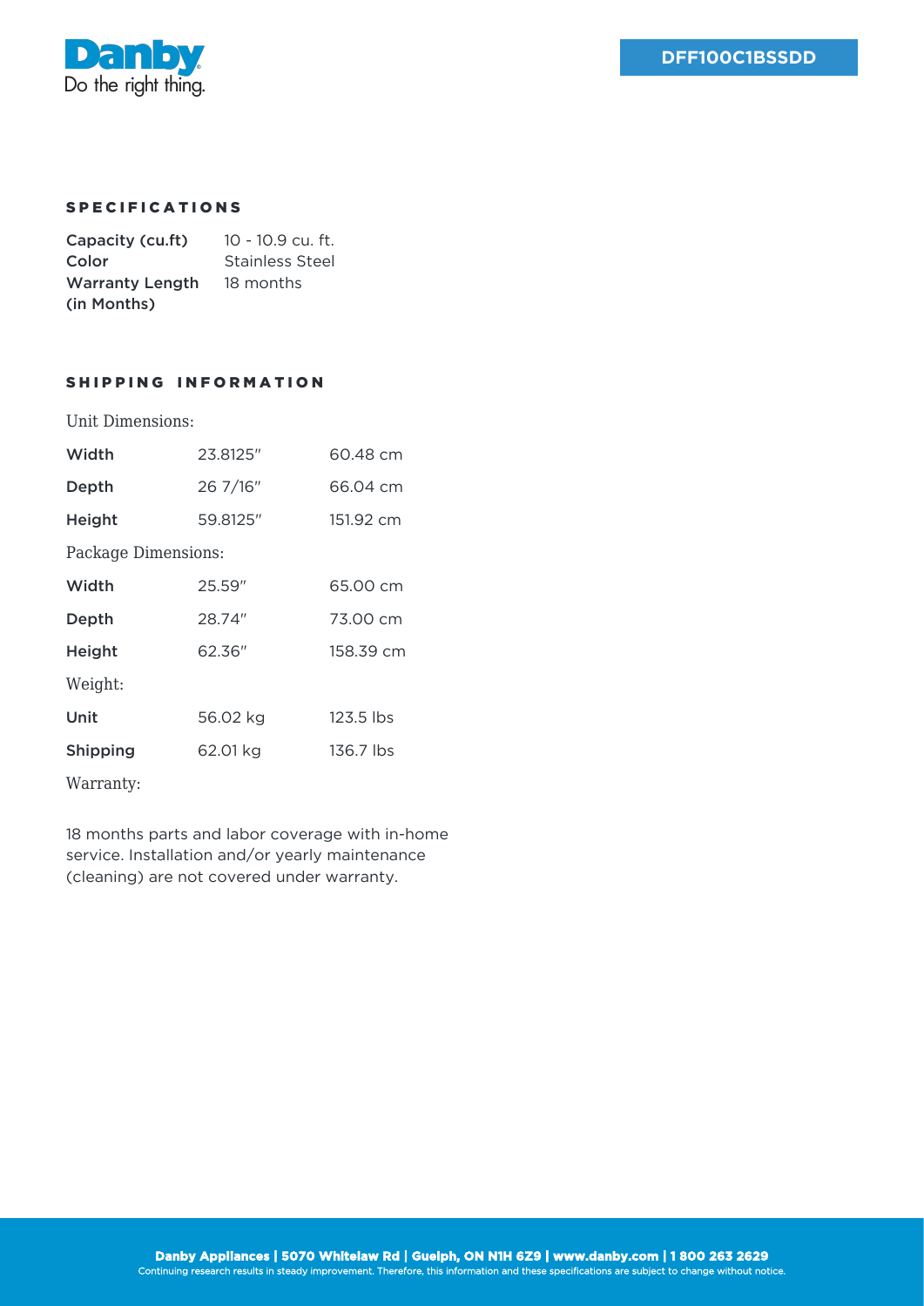DFF100C1BSSDD

## SPECIFICATIONS

| | |
|---|---|
| **Capacity (cu.ft)** | 10 - 10.9 cu. ft. |
| **Color** | Stainless Steel |
| **Warranty Length (in Months)** | 18 months |

## SHIPPING INFORMATION

Unit Dimensions:

| | | |
|---|---|---|
| **Width** | 23.8125″ | 60.48 cm |
| **Depth** | 26 7/16″ | 66.04 cm |
| **Height** | 59.8125″ | 151.92 cm |

Package Dimensions:

| | | |
|---|---|---|
| **Width** | 25.59″ | 65.00 cm |
| **Depth** | 28.74″ | 73.00 cm |
| **Height** | 62.36″ | 158.39 cm |

Weight:

| | | |
|---|---|---|
| **Unit** | 56.02 kg | 123.5 lbs |
| **Shipping** | 62.01 kg | 136.7 lbs |

Warranty:

18 months parts and labor coverage with in-home service. Installation and/or yearly maintenance (cleaning) are not covered under warranty.

**Danby Appliances | 5070 Whitelaw Rd | Guelph, ON N1H 6Z9 | www.danby.com | 1 800 263 2629**
Continuing research results in steady improvement. Therefore, this information and these specifications are subject to change without notice.